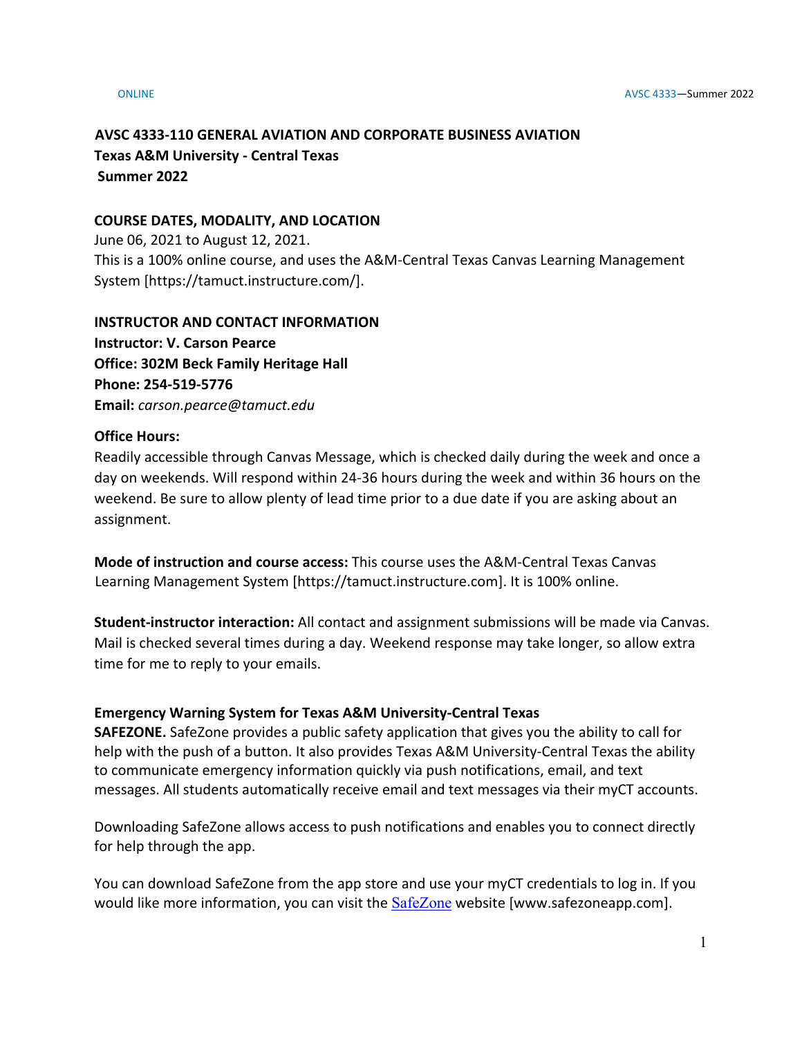**AVSC 4333-110 GENERAL AVIATION AND CORPORATE BUSINESS AVIATION**
**Texas A&M University - Central Texas**
**Summer 2022**

**COURSE DATES, MODALITY, AND LOCATION**

June 06, 2021 to August 12, 2021.
This is a 100% online course, and uses the A&M-Central Texas Canvas Learning Management System [https://tamuct.instructure.com/].

**INSTRUCTOR AND CONTACT INFORMATION**

**Instructor: V. Carson Pearce**
**Office: 302M Beck Family Heritage Hall**
**Phone: 254-519-5776**
**Email:** *carson.pearce@tamuct.edu*

**Office Hours:**

Readily accessible through Canvas Message, which is checked daily during the week and once a day on weekends. Will respond within 24-36 hours during the week and within 36 hours on the weekend. Be sure to allow plenty of lead time prior to a due date if you are asking about an assignment.

**Mode of instruction and course access:** This course uses the A&M-Central Texas Canvas Learning Management System [https://tamuct.instructure.com]. It is 100% online.

**Student-instructor interaction:** All contact and assignment submissions will be made via Canvas. Mail is checked several times during a day. Weekend response may take longer, so allow extra time for me to reply to your emails.

**Emergency Warning System for Texas A&M University-Central Texas**

**SAFEZONE.** SafeZone provides a public safety application that gives you the ability to call for help with the push of a button. It also provides Texas A&M University-Central Texas the ability to communicate emergency information quickly via push notifications, email, and text messages. All students automatically receive email and text messages via their myCT accounts.

Downloading SafeZone allows access to push notifications and enables you to connect directly for help through the app.

You can download SafeZone from the app store and use your myCT credentials to log in. If you would like more information, you can visit the SafeZone website [www.safezoneapp.com].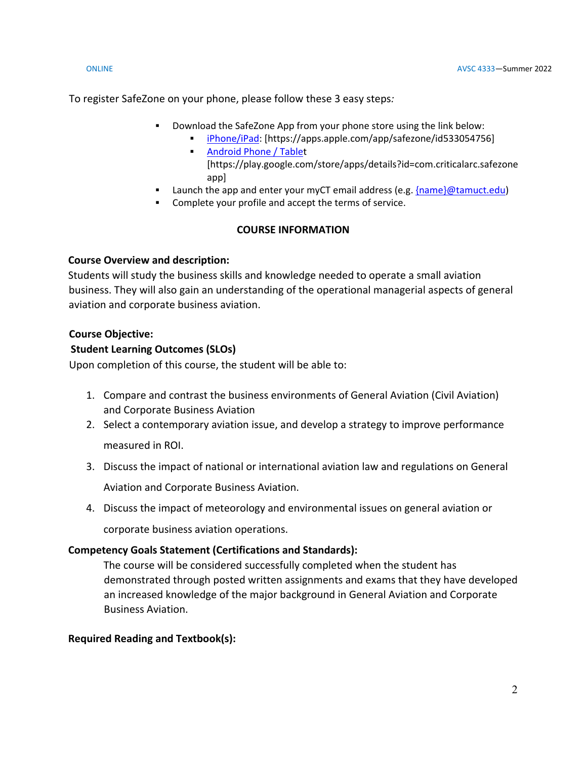To register SafeZone on your phone, please follow these 3 easy steps:

- Download the SafeZone App from your phone store using the link below:
  - iPhone/iPad: [https://apps.apple.com/app/safezone/id533054756]
  - Android Phone / Tablet [https://play.google.com/store/apps/details?id=com.criticalarc.safezoneapp]
- Launch the app and enter your myCT email address (e.g. {name}@tamuct.edu)
- Complete your profile and accept the terms of service.

## COURSE INFORMATION

**Course Overview and description:**

Students will study the business skills and knowledge needed to operate a small aviation business. They will also gain an understanding of the operational managerial aspects of general aviation and corporate business aviation.

**Course Objective:**

**Student Learning Outcomes (SLOs)**

Upon completion of this course, the student will be able to:

1. Compare and contrast the business environments of General Aviation (Civil Aviation) and Corporate Business Aviation
2. Select a contemporary aviation issue, and develop a strategy to improve performance measured in ROI.
3. Discuss the impact of national or international aviation law and regulations on General Aviation and Corporate Business Aviation.
4. Discuss the impact of meteorology and environmental issues on general aviation or corporate business aviation operations.

**Competency Goals Statement (Certifications and Standards):**

The course will be considered successfully completed when the student has demonstrated through posted written assignments and exams that they have developed an increased knowledge of the major background in General Aviation and Corporate Business Aviation.

**Required Reading and Textbook(s):**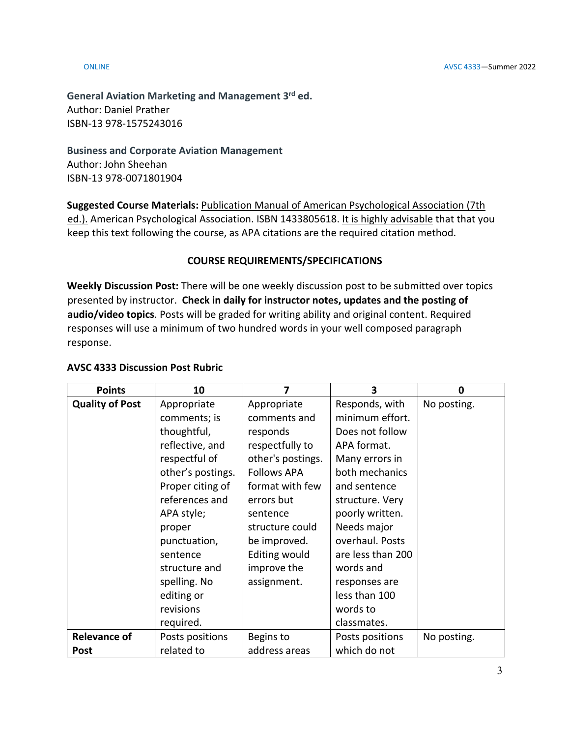**General Aviation Marketing and Management 3rd ed.**
Author: Daniel Prather
ISBN-13 978-1575243016

**Business and Corporate Aviation Management**
Author: John Sheehan
ISBN-13 978-0071801904

**Suggested Course Materials:** Publication Manual of American Psychological Association (7th ed.). American Psychological Association. ISBN 1433805618. It is highly advisable that that you keep this text following the course, as APA citations are the required citation method.

## COURSE REQUIREMENTS/SPECIFICATIONS

**Weekly Discussion Post:** There will be one weekly discussion post to be submitted over topics presented by instructor. **Check in daily for instructor notes, updates and the posting of audio/video topics**. Posts will be graded for writing ability and original content. Required responses will use a minimum of two hundred words in your well composed paragraph response.

**AVSC 4333 Discussion Post Rubric**

| Points | 10 | 7 | 3 | 0 |
|---|---|---|---|---|
| **Quality of Post** | Appropriate comments; is thoughtful, reflective, and respectful of other's postings. Proper citing of references and APA style; proper punctuation, sentence structure and spelling. No editing or revisions required. | Appropriate comments and responds respectfully to other's postings. Follows APA format with few errors but sentence structure could be improved. Editing would improve the assignment. | Responds, with minimum effort. Does not follow APA format. Many errors in both mechanics and sentence structure. Very poorly written. Needs major overhaul. Posts are less than 200 words and responses are less than 100 words to classmates. | No posting. |
| **Relevance of Post** | Posts positions related to | Begins to address areas | Posts positions which do not | No posting. |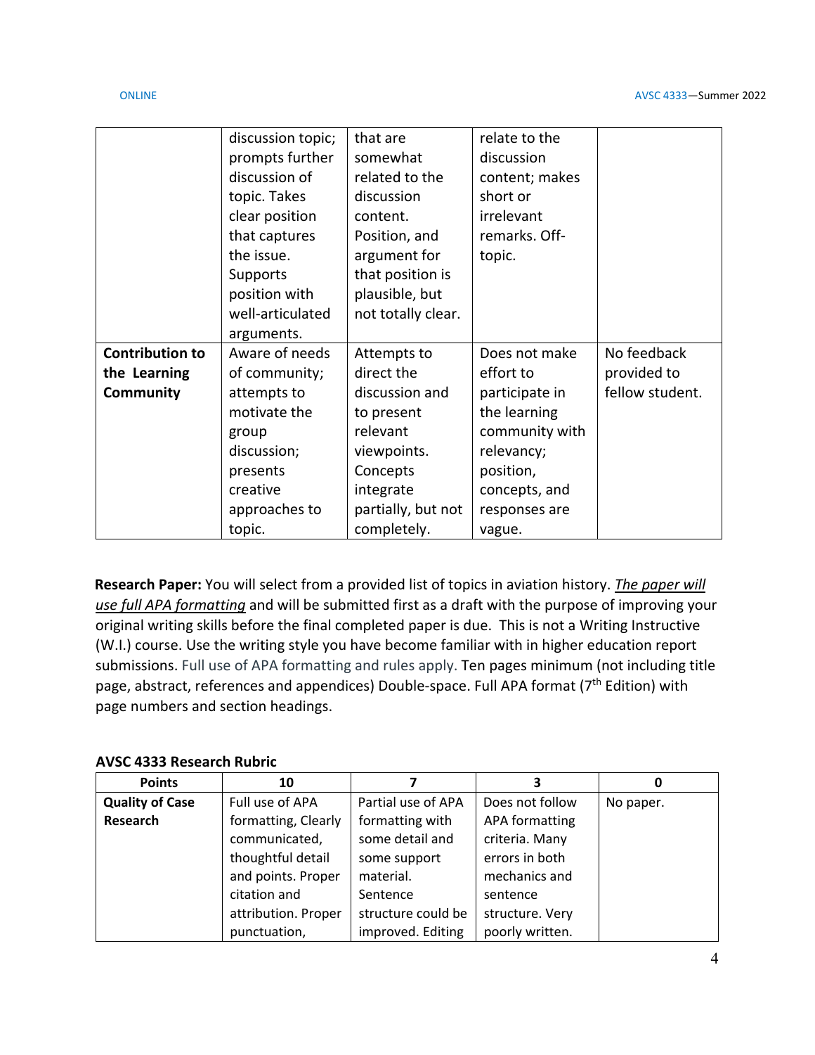| | | | | |
|---|---|---|---|---|
| | discussion topic; prompts further discussion of topic. Takes clear position that captures the issue. Supports position with well-articulated arguments. | that are somewhat related to the discussion content. Position, and argument for that position is plausible, but not totally clear. | relate to the discussion content; makes short or irrelevant remarks. Off-topic. | |
| **Contribution to the Learning Community** | Aware of needs of community; attempts to motivate the group discussion; presents creative approaches to topic. | Attempts to direct the discussion and to present relevant viewpoints. Concepts integrate partially, but not completely. | Does not make effort to participate in the learning community with relevancy; position, concepts, and responses are vague. | No feedback provided to fellow student. |

**Research Paper:** You will select from a provided list of topics in aviation history. *The paper will use full APA formatting* and will be submitted first as a draft with the purpose of improving your original writing skills before the final completed paper is due. This is not a Writing Instructive (W.I.) course. Use the writing style you have become familiar with in higher education report submissions. Full use of APA formatting and rules apply. Ten pages minimum (not including title page, abstract, references and appendices) Double-space. Full APA format (7th Edition) with page numbers and section headings.

**AVSC 4333 Research Rubric**

| Points | 10 | 7 | 3 | 0 |
|---|---|---|---|---|
| **Quality of Case Research** | Full use of APA formatting, Clearly communicated, thoughtful detail and points. Proper citation and attribution. Proper punctuation, | Partial use of APA formatting with some detail and some support material. Sentence structure could be improved. Editing | Does not follow APA formatting criteria. Many errors in both mechanics and sentence structure. Very poorly written. | No paper. |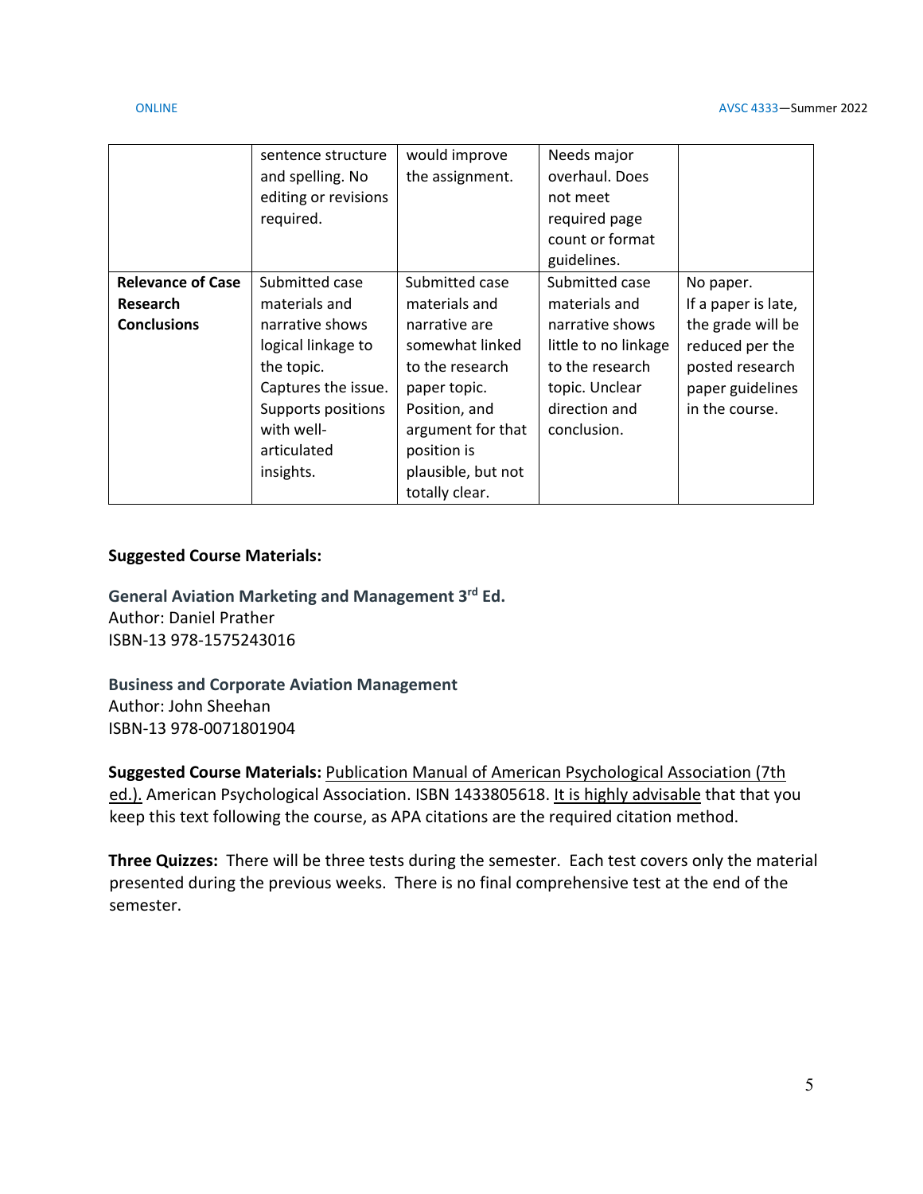| | | | | |
|---|---|---|---|---|
| | sentence structure and spelling. No editing or revisions required. | would improve the assignment. | Needs major overhaul. Does not meet required page count or format guidelines. | |
| **Relevance of Case Research Conclusions** | Submitted case materials and narrative shows logical linkage to the topic. Captures the issue. Supports positions with well-articulated insights. | Submitted case materials and narrative are somewhat linked to the research paper topic. Position, and argument for that position is plausible, but not totally clear. | Submitted case materials and narrative shows little to no linkage to the research topic. Unclear direction and conclusion. | No paper. If a paper is late, the grade will be reduced per the posted research paper guidelines in the course. |

**Suggested Course Materials:**

**General Aviation Marketing and Management 3rd Ed.**
Author: Daniel Prather
ISBN-13 978-1575243016

**Business and Corporate Aviation Management**
Author: John Sheehan
ISBN-13 978-0071801904

**Suggested Course Materials:** Publication Manual of American Psychological Association (7th ed.). American Psychological Association. ISBN 1433805618. It is highly advisable that that you keep this text following the course, as APA citations are the required citation method.

**Three Quizzes:** There will be three tests during the semester. Each test covers only the material presented during the previous weeks. There is no final comprehensive test at the end of the semester.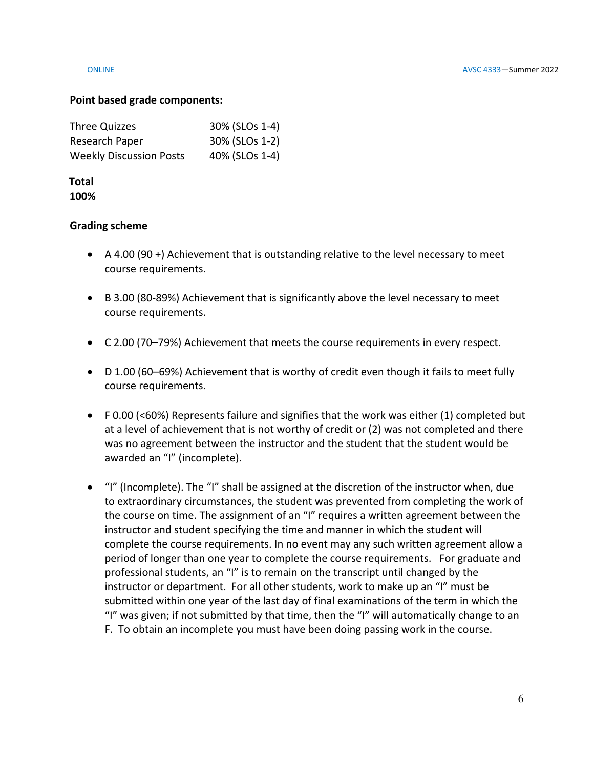**Point based grade components:**

| Three Quizzes | 30% (SLOs 1-4) |
| --- | --- |
| Research Paper | 30% (SLOs 1-2) |
| Weekly Discussion Posts | 40% (SLOs 1-4) |

**Total**
**100%**

**Grading scheme**

- A 4.00 (90 +) Achievement that is outstanding relative to the level necessary to meet course requirements.
- B 3.00 (80-89%) Achievement that is significantly above the level necessary to meet course requirements.
- C 2.00 (70–79%) Achievement that meets the course requirements in every respect.
- D 1.00 (60–69%) Achievement that is worthy of credit even though it fails to meet fully course requirements.
- F 0.00 (<60%) Represents failure and signifies that the work was either (1) completed but at a level of achievement that is not worthy of credit or (2) was not completed and there was no agreement between the instructor and the student that the student would be awarded an "I" (incomplete).
- "I" (Incomplete). The "I" shall be assigned at the discretion of the instructor when, due to extraordinary circumstances, the student was prevented from completing the work of the course on time. The assignment of an "I" requires a written agreement between the instructor and student specifying the time and manner in which the student will complete the course requirements. In no event may any such written agreement allow a period of longer than one year to complete the course requirements. For graduate and professional students, an "I" is to remain on the transcript until changed by the instructor or department. For all other students, work to make up an "I" must be submitted within one year of the last day of final examinations of the term in which the "I" was given; if not submitted by that time, then the "I" will automatically change to an F. To obtain an incomplete you must have been doing passing work in the course.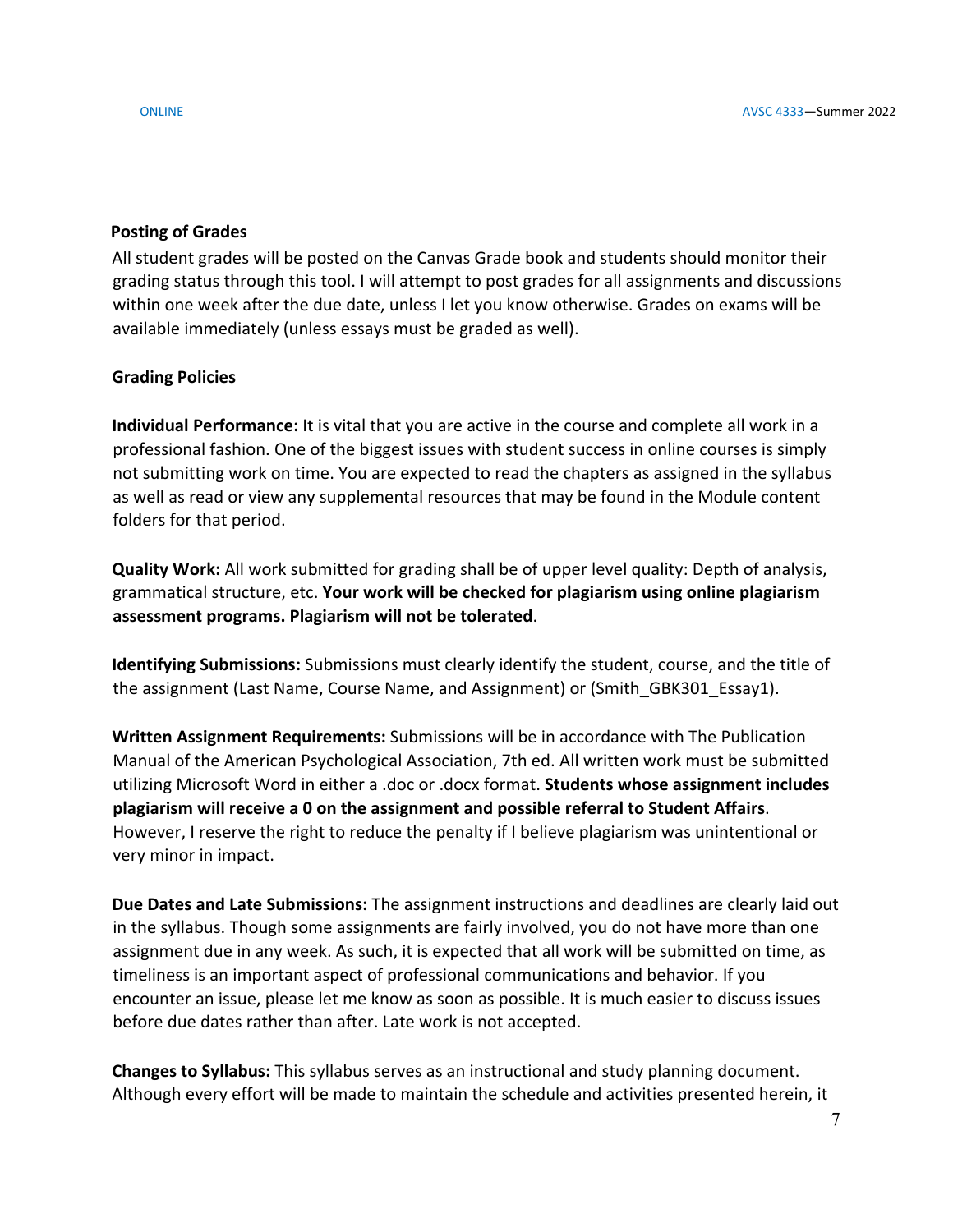**Posting of Grades**

All student grades will be posted on the Canvas Grade book and students should monitor their grading status through this tool. I will attempt to post grades for all assignments and discussions within one week after the due date, unless I let you know otherwise. Grades on exams will be available immediately (unless essays must be graded as well).

**Grading Policies**

**Individual Performance:** It is vital that you are active in the course and complete all work in a professional fashion. One of the biggest issues with student success in online courses is simply not submitting work on time. You are expected to read the chapters as assigned in the syllabus as well as read or view any supplemental resources that may be found in the Module content folders for that period.

**Quality Work:** All work submitted for grading shall be of upper level quality: Depth of analysis, grammatical structure, etc. **Your work will be checked for plagiarism using online plagiarism assessment programs. Plagiarism will not be tolerated**.

**Identifying Submissions:** Submissions must clearly identify the student, course, and the title of the assignment (Last Name, Course Name, and Assignment) or (Smith_GBK301_Essay1).

**Written Assignment Requirements:** Submissions will be in accordance with The Publication Manual of the American Psychological Association, 7th ed. All written work must be submitted utilizing Microsoft Word in either a .doc or .docx format. **Students whose assignment includes plagiarism will receive a 0 on the assignment and possible referral to Student Affairs**. However, I reserve the right to reduce the penalty if I believe plagiarism was unintentional or very minor in impact.

**Due Dates and Late Submissions:** The assignment instructions and deadlines are clearly laid out in the syllabus. Though some assignments are fairly involved, you do not have more than one assignment due in any week. As such, it is expected that all work will be submitted on time, as timeliness is an important aspect of professional communications and behavior. If you encounter an issue, please let me know as soon as possible. It is much easier to discuss issues before due dates rather than after. Late work is not accepted.

**Changes to Syllabus:** This syllabus serves as an instructional and study planning document. Although every effort will be made to maintain the schedule and activities presented herein, it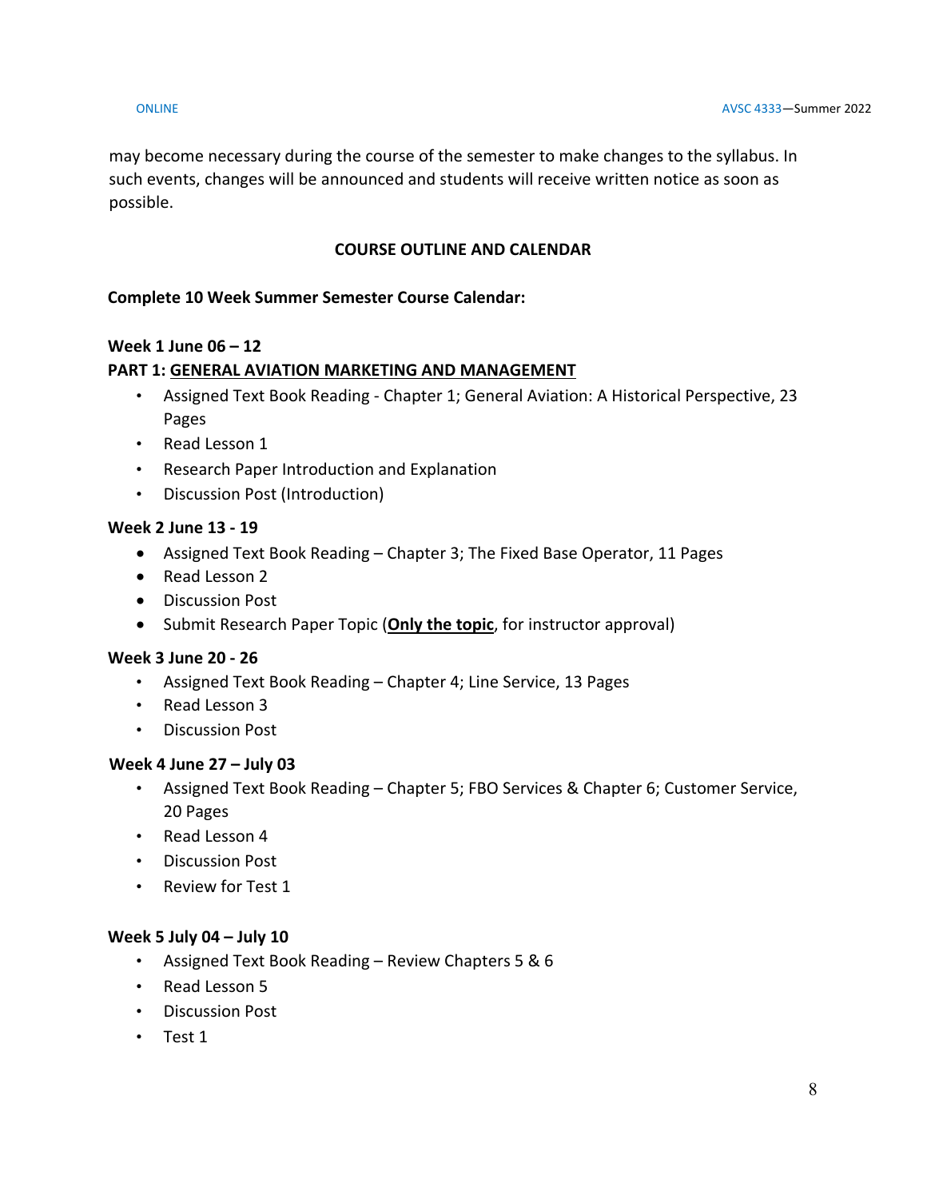may become necessary during the course of the semester to make changes to the syllabus. In such events, changes will be announced and students will receive written notice as soon as possible.

## COURSE OUTLINE AND CALENDAR

**Complete 10 Week Summer Semester Course Calendar:**

**Week 1 June 06 – 12**

**PART 1: <u>GENERAL AVIATION MARKETING AND MANAGEMENT</u>**

- Assigned Text Book Reading - Chapter 1; General Aviation: A Historical Perspective, 23 Pages
- Read Lesson 1
- Research Paper Introduction and Explanation
- Discussion Post (Introduction)

**Week 2 June 13 - 19**

- Assigned Text Book Reading – Chapter 3; The Fixed Base Operator, 11 Pages
- Read Lesson 2
- Discussion Post
- Submit Research Paper Topic (**<u>Only the topic</u>**, for instructor approval)

**Week 3 June 20 - 26**

- Assigned Text Book Reading – Chapter 4; Line Service, 13 Pages
- Read Lesson 3
- Discussion Post

**Week 4 June 27 – July 03**

- Assigned Text Book Reading – Chapter 5; FBO Services & Chapter 6; Customer Service, 20 Pages
- Read Lesson 4
- Discussion Post
- Review for Test 1

**Week 5 July 04 – July 10**

- Assigned Text Book Reading – Review Chapters 5 & 6
- Read Lesson 5
- Discussion Post
- Test 1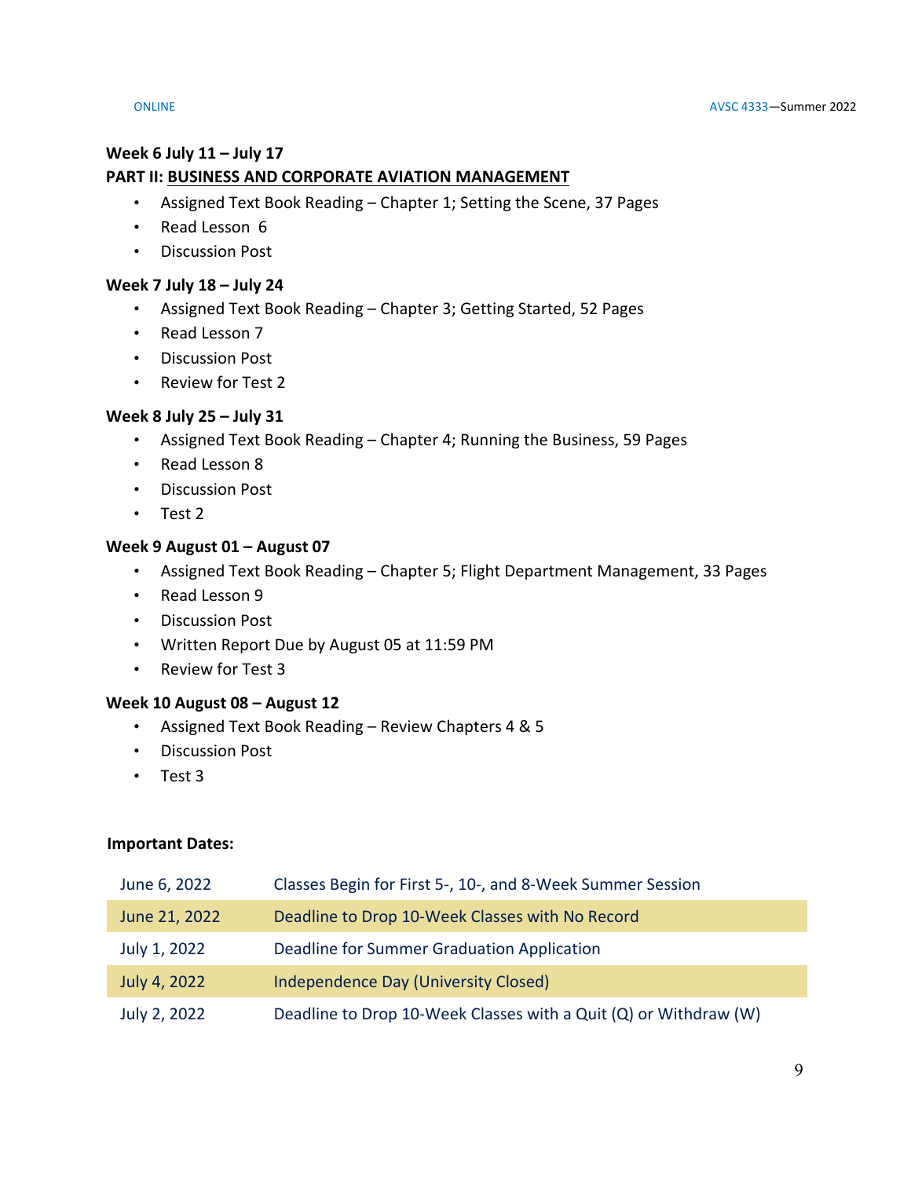**Week 6 July 11 – July 17**

**PART II: BUSINESS AND CORPORATE AVIATION MANAGEMENT**

- Assigned Text Book Reading – Chapter 1; Setting the Scene, 37 Pages
- Read Lesson 6
- Discussion Post

**Week 7 July 18 – July 24**

- Assigned Text Book Reading – Chapter 3; Getting Started, 52 Pages
- Read Lesson 7
- Discussion Post
- Review for Test 2

**Week 8 July 25 – July 31**

- Assigned Text Book Reading – Chapter 4; Running the Business, 59 Pages
- Read Lesson 8
- Discussion Post
- Test 2

**Week 9 August 01 – August 07**

- Assigned Text Book Reading – Chapter 5; Flight Department Management, 33 Pages
- Read Lesson 9
- Discussion Post
- Written Report Due by August 05 at 11:59 PM
- Review for Test 3

**Week 10 August 08 – August 12**

- Assigned Text Book Reading – Review Chapters 4 & 5
- Discussion Post
- Test 3

**Important Dates:**

| | |
|---|---|
| June 6, 2022 | Classes Begin for First 5-, 10-, and 8-Week Summer Session |
| June 21, 2022 | Deadline to Drop 10-Week Classes with No Record |
| July 1, 2022 | Deadline for Summer Graduation Application |
| July 4, 2022 | Independence Day (University Closed) |
| July 2, 2022 | Deadline to Drop 10-Week Classes with a Quit (Q) or Withdraw (W) |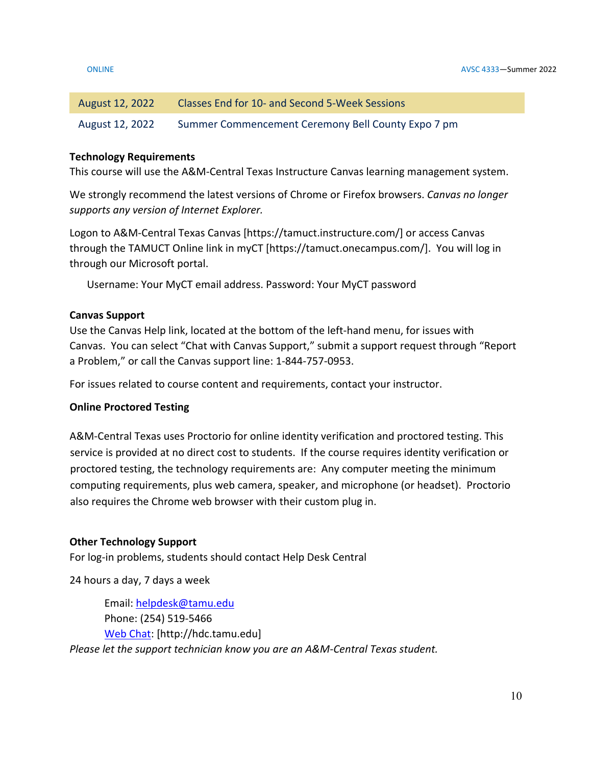| August 12, 2022 | Classes End for 10- and Second 5-Week Sessions |
|---|---|
| August 12, 2022 | Summer Commencement Ceremony Bell County Expo 7 pm |

**Technology Requirements**

This course will use the A&M-Central Texas Instructure Canvas learning management system.

We strongly recommend the latest versions of Chrome or Firefox browsers. *Canvas no longer supports any version of Internet Explorer.*

Logon to A&M-Central Texas Canvas [https://tamuct.instructure.com/] or access Canvas through the TAMUCT Online link in myCT [https://tamuct.onecampus.com/]. You will log in through our Microsoft portal.

Username: Your MyCT email address. Password: Your MyCT password

**Canvas Support**

Use the Canvas Help link, located at the bottom of the left-hand menu, for issues with Canvas. You can select "Chat with Canvas Support," submit a support request through "Report a Problem," or call the Canvas support line: 1-844-757-0953.

For issues related to course content and requirements, contact your instructor.

**Online Proctored Testing**

A&M-Central Texas uses Proctorio for online identity verification and proctored testing. This service is provided at no direct cost to students. If the course requires identity verification or proctored testing, the technology requirements are: Any computer meeting the minimum computing requirements, plus web camera, speaker, and microphone (or headset). Proctorio also requires the Chrome web browser with their custom plug in.

**Other Technology Support**

For log-in problems, students should contact Help Desk Central

24 hours a day, 7 days a week

Email: helpdesk@tamu.edu
Phone: (254) 519-5466
Web Chat: [http://hdc.tamu.edu]

*Please let the support technician know you are an A&M-Central Texas student.*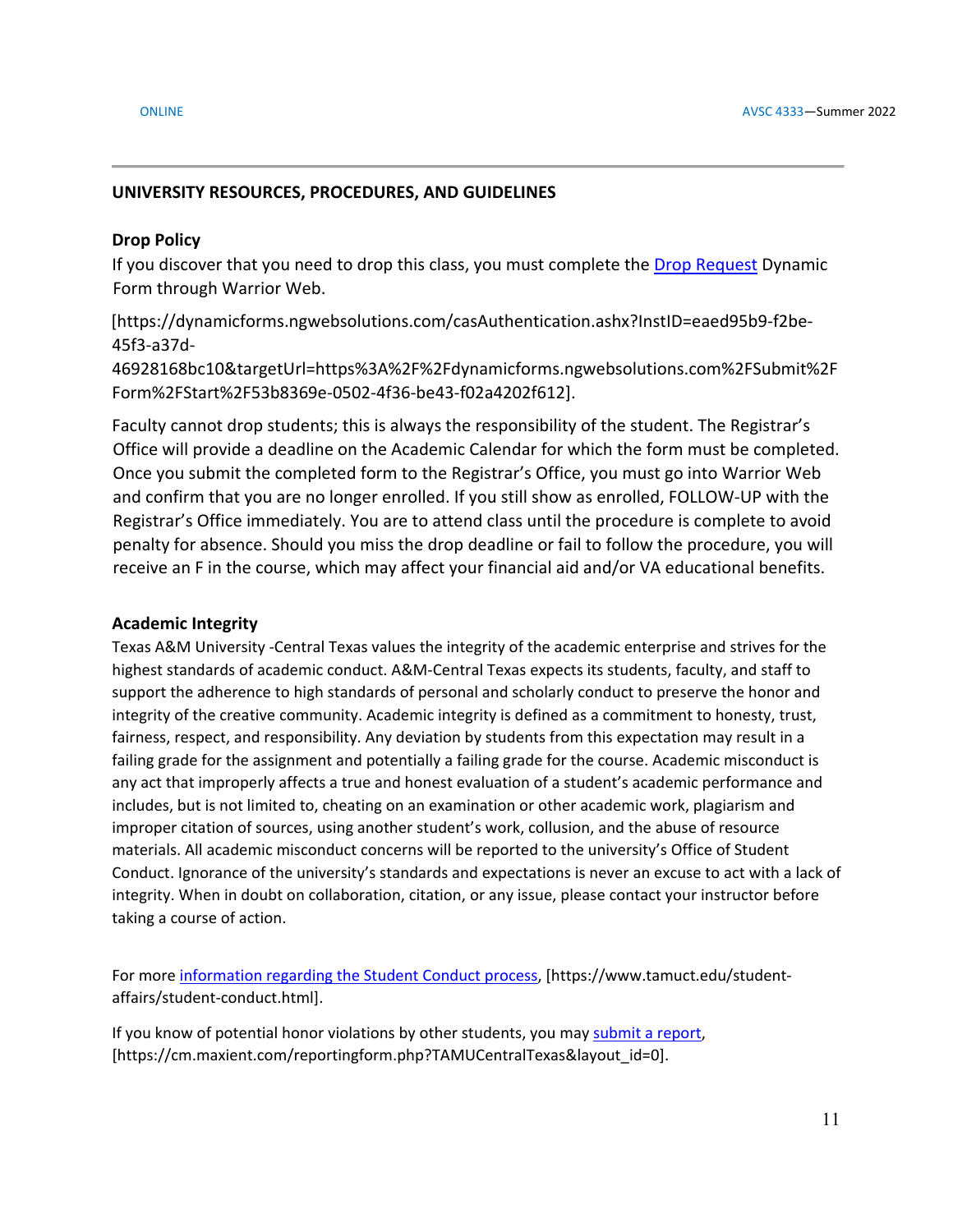## UNIVERSITY RESOURCES, PROCEDURES, AND GUIDELINES

### Drop Policy

If you discover that you need to drop this class, you must complete the Drop Request Dynamic Form through Warrior Web.

[https://dynamicforms.ngwebsolutions.com/casAuthentication.ashx?InstID=eaed95b9-f2be-45f3-a37d-46928168bc10&targetUrl=https%3A%2F%2Fdynamicforms.ngwebsolutions.com%2FSubmit%2FForm%2FStart%2F53b8369e-0502-4f36-be43-f02a4202f612].

Faculty cannot drop students; this is always the responsibility of the student. The Registrar's Office will provide a deadline on the Academic Calendar for which the form must be completed. Once you submit the completed form to the Registrar's Office, you must go into Warrior Web and confirm that you are no longer enrolled. If you still show as enrolled, FOLLOW-UP with the Registrar's Office immediately. You are to attend class until the procedure is complete to avoid penalty for absence. Should you miss the drop deadline or fail to follow the procedure, you will receive an F in the course, which may affect your financial aid and/or VA educational benefits.

### Academic Integrity

Texas A&M University -Central Texas values the integrity of the academic enterprise and strives for the highest standards of academic conduct. A&M-Central Texas expects its students, faculty, and staff to support the adherence to high standards of personal and scholarly conduct to preserve the honor and integrity of the creative community. Academic integrity is defined as a commitment to honesty, trust, fairness, respect, and responsibility. Any deviation by students from this expectation may result in a failing grade for the assignment and potentially a failing grade for the course. Academic misconduct is any act that improperly affects a true and honest evaluation of a student's academic performance and includes, but is not limited to, cheating on an examination or other academic work, plagiarism and improper citation of sources, using another student's work, collusion, and the abuse of resource materials. All academic misconduct concerns will be reported to the university's Office of Student Conduct. Ignorance of the university's standards and expectations is never an excuse to act with a lack of integrity. When in doubt on collaboration, citation, or any issue, please contact your instructor before taking a course of action.

For more information regarding the Student Conduct process, [https://www.tamuct.edu/student-affairs/student-conduct.html].

If you know of potential honor violations by other students, you may submit a report, [https://cm.maxient.com/reportingform.php?TAMUCentralTexas&layout_id=0].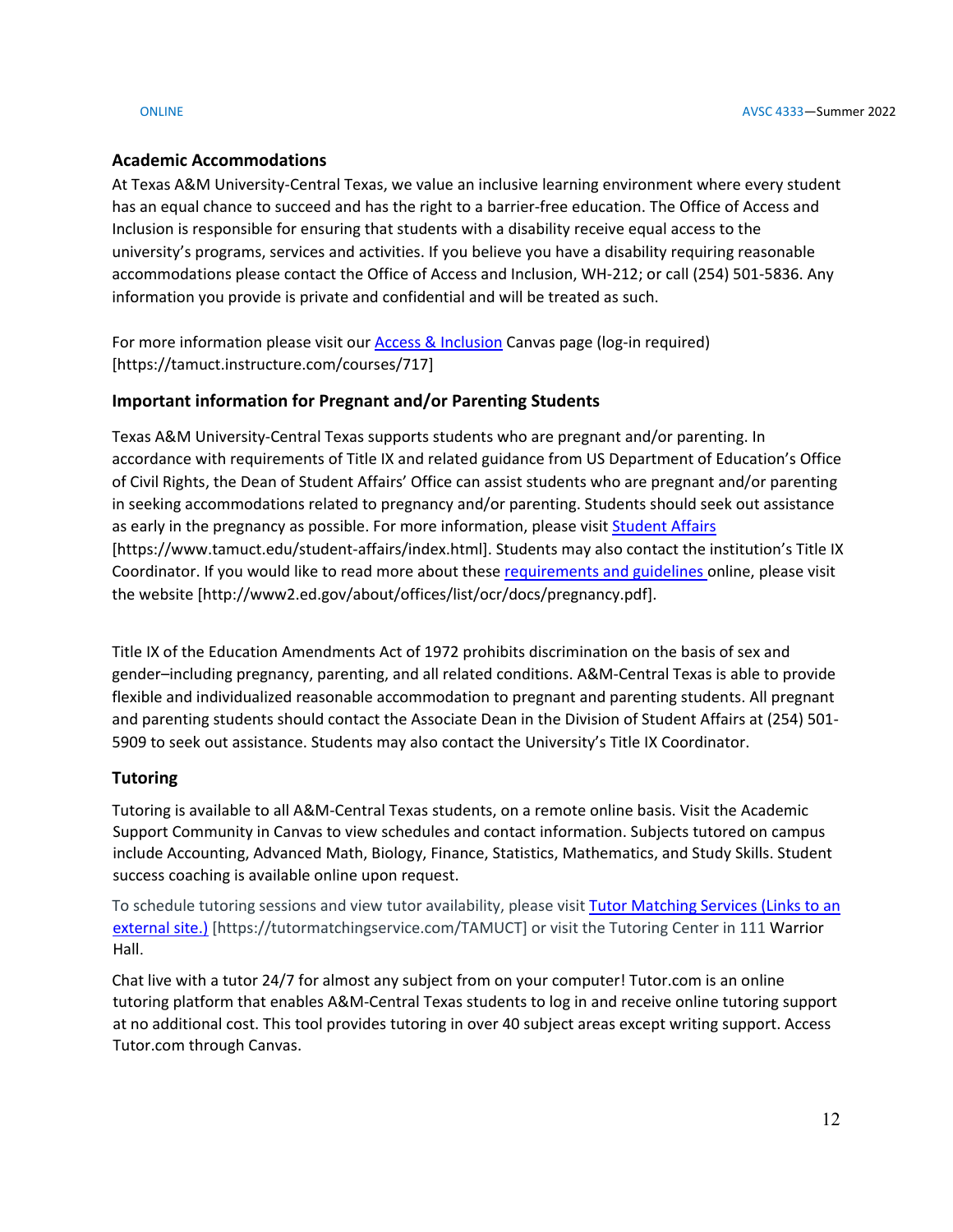### Academic Accommodations

At Texas A&M University-Central Texas, we value an inclusive learning environment where every student has an equal chance to succeed and has the right to a barrier-free education. The Office of Access and Inclusion is responsible for ensuring that students with a disability receive equal access to the university's programs, services and activities. If you believe you have a disability requiring reasonable accommodations please contact the Office of Access and Inclusion, WH-212; or call (254) 501-5836. Any information you provide is private and confidential and will be treated as such.

For more information please visit our Access & Inclusion Canvas page (log-in required) [https://tamuct.instructure.com/courses/717]

### Important information for Pregnant and/or Parenting Students

Texas A&M University-Central Texas supports students who are pregnant and/or parenting. In accordance with requirements of Title IX and related guidance from US Department of Education's Office of Civil Rights, the Dean of Student Affairs' Office can assist students who are pregnant and/or parenting in seeking accommodations related to pregnancy and/or parenting. Students should seek out assistance as early in the pregnancy as possible. For more information, please visit Student Affairs [https://www.tamuct.edu/student-affairs/index.html]. Students may also contact the institution's Title IX Coordinator. If you would like to read more about these requirements and guidelines online, please visit the website [http://www2.ed.gov/about/offices/list/ocr/docs/pregnancy.pdf].

Title IX of the Education Amendments Act of 1972 prohibits discrimination on the basis of sex and gender–including pregnancy, parenting, and all related conditions. A&M-Central Texas is able to provide flexible and individualized reasonable accommodation to pregnant and parenting students. All pregnant and parenting students should contact the Associate Dean in the Division of Student Affairs at (254) 501-5909 to seek out assistance. Students may also contact the University's Title IX Coordinator.

### Tutoring

Tutoring is available to all A&M-Central Texas students, on a remote online basis. Visit the Academic Support Community in Canvas to view schedules and contact information. Subjects tutored on campus include Accounting, Advanced Math, Biology, Finance, Statistics, Mathematics, and Study Skills. Student success coaching is available online upon request.

To schedule tutoring sessions and view tutor availability, please visit Tutor Matching Services (Links to an external site.) [https://tutormatchingservice.com/TAMUCT] or visit the Tutoring Center in 111 Warrior Hall.

Chat live with a tutor 24/7 for almost any subject from on your computer! Tutor.com is an online tutoring platform that enables A&M-Central Texas students to log in and receive online tutoring support at no additional cost. This tool provides tutoring in over 40 subject areas except writing support. Access Tutor.com through Canvas.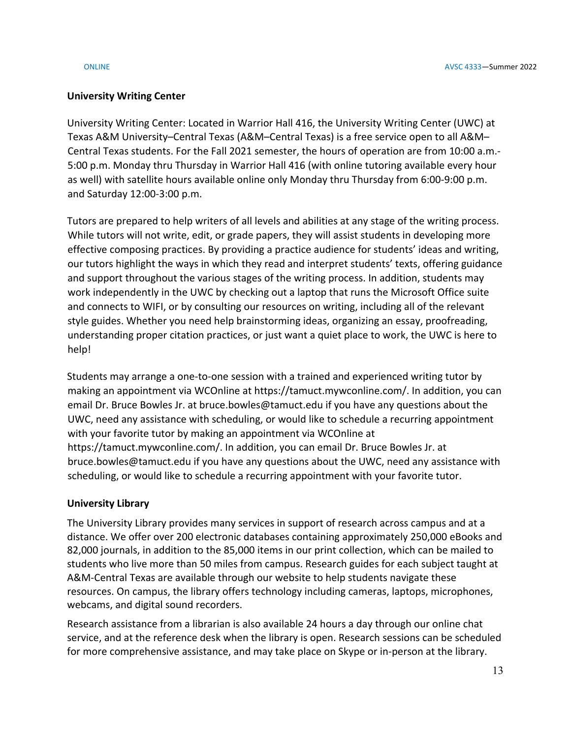### University Writing Center

University Writing Center: Located in Warrior Hall 416, the University Writing Center (UWC) at Texas A&M University–Central Texas (A&M–Central Texas) is a free service open to all A&M–Central Texas students. For the Fall 2021 semester, the hours of operation are from 10:00 a.m.-5:00 p.m. Monday thru Thursday in Warrior Hall 416 (with online tutoring available every hour as well) with satellite hours available online only Monday thru Thursday from 6:00-9:00 p.m. and Saturday 12:00-3:00 p.m.

Tutors are prepared to help writers of all levels and abilities at any stage of the writing process. While tutors will not write, edit, or grade papers, they will assist students in developing more effective composing practices. By providing a practice audience for students' ideas and writing, our tutors highlight the ways in which they read and interpret students' texts, offering guidance and support throughout the various stages of the writing process. In addition, students may work independently in the UWC by checking out a laptop that runs the Microsoft Office suite and connects to WIFI, or by consulting our resources on writing, including all of the relevant style guides. Whether you need help brainstorming ideas, organizing an essay, proofreading, understanding proper citation practices, or just want a quiet place to work, the UWC is here to help!

Students may arrange a one-to-one session with a trained and experienced writing tutor by making an appointment via WCOnline at https://tamuct.mywconline.com/. In addition, you can email Dr. Bruce Bowles Jr. at bruce.bowles@tamuct.edu if you have any questions about the UWC, need any assistance with scheduling, or would like to schedule a recurring appointment with your favorite tutor by making an appointment via WCOnline at https://tamuct.mywconline.com/. In addition, you can email Dr. Bruce Bowles Jr. at bruce.bowles@tamuct.edu if you have any questions about the UWC, need any assistance with scheduling, or would like to schedule a recurring appointment with your favorite tutor.

### University Library

The University Library provides many services in support of research across campus and at a distance. We offer over 200 electronic databases containing approximately 250,000 eBooks and 82,000 journals, in addition to the 85,000 items in our print collection, which can be mailed to students who live more than 50 miles from campus. Research guides for each subject taught at A&M-Central Texas are available through our website to help students navigate these resources. On campus, the library offers technology including cameras, laptops, microphones, webcams, and digital sound recorders.

Research assistance from a librarian is also available 24 hours a day through our online chat service, and at the reference desk when the library is open. Research sessions can be scheduled for more comprehensive assistance, and may take place on Skype or in-person at the library.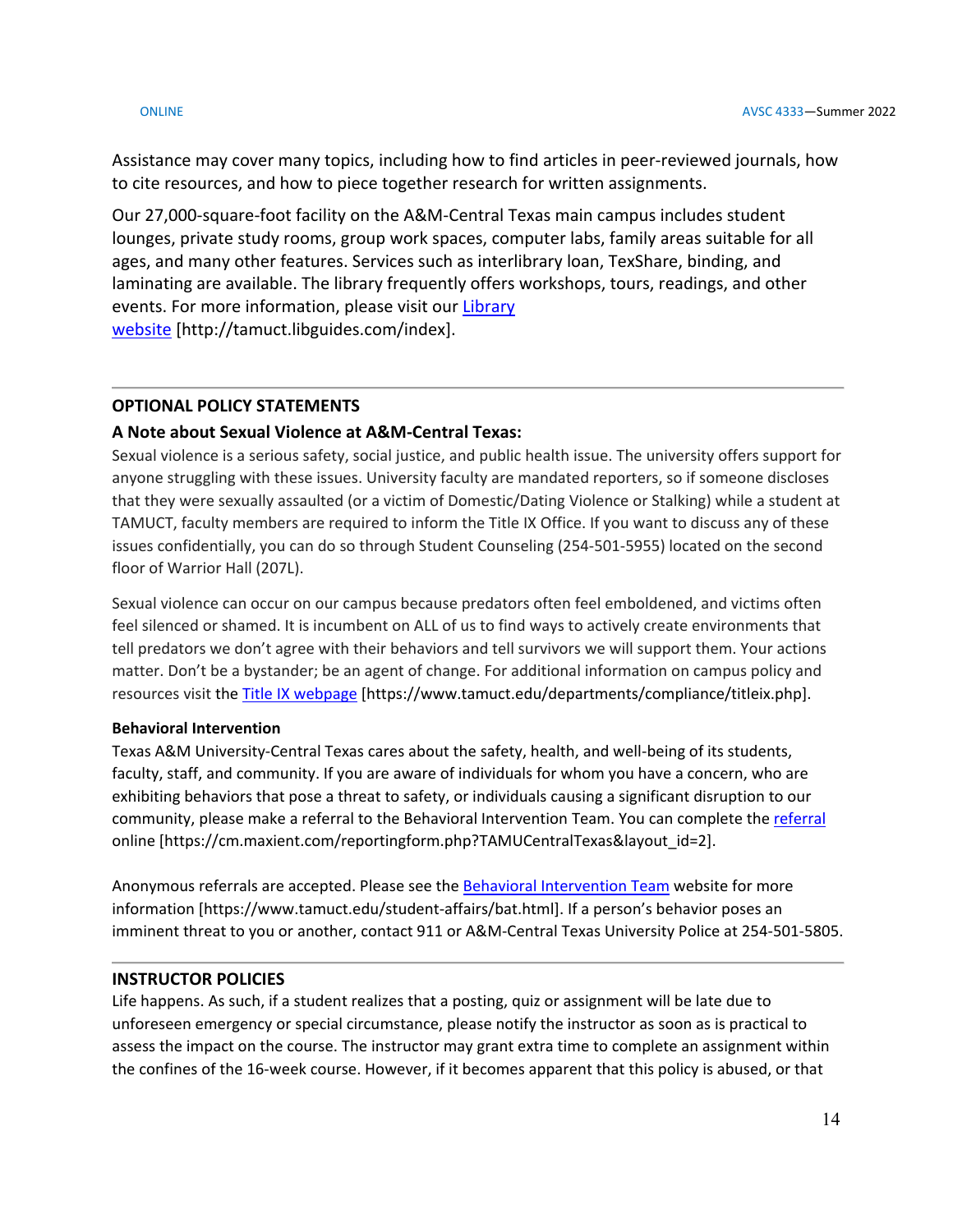Assistance may cover many topics, including how to find articles in peer-reviewed journals, how to cite resources, and how to piece together research for written assignments.

Our 27,000-square-foot facility on the A&M-Central Texas main campus includes student lounges, private study rooms, group work spaces, computer labs, family areas suitable for all ages, and many other features. Services such as interlibrary loan, TexShare, binding, and laminating are available. The library frequently offers workshops, tours, readings, and other events. For more information, please visit our Library website [http://tamuct.libguides.com/index].

---

## OPTIONAL POLICY STATEMENTS

### A Note about Sexual Violence at A&M-Central Texas:

Sexual violence is a serious safety, social justice, and public health issue. The university offers support for anyone struggling with these issues. University faculty are mandated reporters, so if someone discloses that they were sexually assaulted (or a victim of Domestic/Dating Violence or Stalking) while a student at TAMUCT, faculty members are required to inform the Title IX Office. If you want to discuss any of these issues confidentially, you can do so through Student Counseling (254-501-5955) located on the second floor of Warrior Hall (207L).

Sexual violence can occur on our campus because predators often feel emboldened, and victims often feel silenced or shamed. It is incumbent on ALL of us to find ways to actively create environments that tell predators we don't agree with their behaviors and tell survivors we will support them. Your actions matter. Don't be a bystander; be an agent of change. For additional information on campus policy and resources visit the Title IX webpage [https://www.tamuct.edu/departments/compliance/titleix.php].

**Behavioral Intervention**

Texas A&M University-Central Texas cares about the safety, health, and well-being of its students, faculty, staff, and community. If you are aware of individuals for whom you have a concern, who are exhibiting behaviors that pose a threat to safety, or individuals causing a significant disruption to our community, please make a referral to the Behavioral Intervention Team. You can complete the referral online [https://cm.maxient.com/reportingform.php?TAMUCentralTexas&layout_id=2].

Anonymous referrals are accepted. Please see the Behavioral Intervention Team website for more information [https://www.tamuct.edu/student-affairs/bat.html]. If a person's behavior poses an imminent threat to you or another, contact 911 or A&M-Central Texas University Police at 254-501-5805.

---

## INSTRUCTOR POLICIES

Life happens. As such, if a student realizes that a posting, quiz or assignment will be late due to unforeseen emergency or special circumstance, please notify the instructor as soon as is practical to assess the impact on the course. The instructor may grant extra time to complete an assignment within the confines of the 16-week course. However, if it becomes apparent that this policy is abused, or that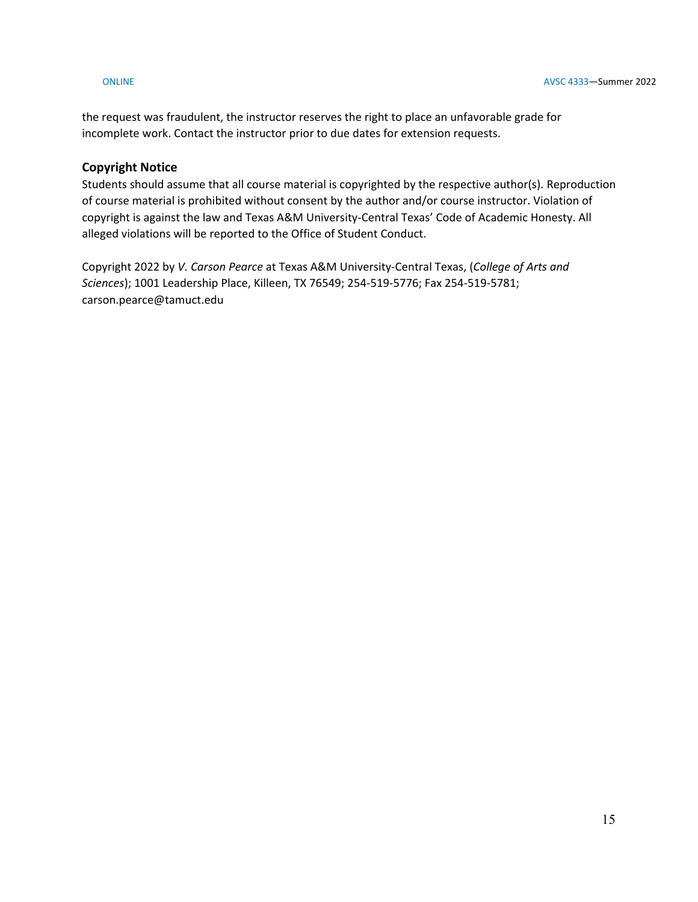the request was fraudulent, the instructor reserves the right to place an unfavorable grade for incomplete work. Contact the instructor prior to due dates for extension requests.

### Copyright Notice

Students should assume that all course material is copyrighted by the respective author(s). Reproduction of course material is prohibited without consent by the author and/or course instructor. Violation of copyright is against the law and Texas A&M University-Central Texas' Code of Academic Honesty. All alleged violations will be reported to the Office of Student Conduct.

Copyright 2022 by *V. Carson Pearce* at Texas A&M University-Central Texas, (*College of Arts and Sciences*); 1001 Leadership Place, Killeen, TX 76549; 254-519-5776; Fax 254-519-5781; carson.pearce@tamuct.edu